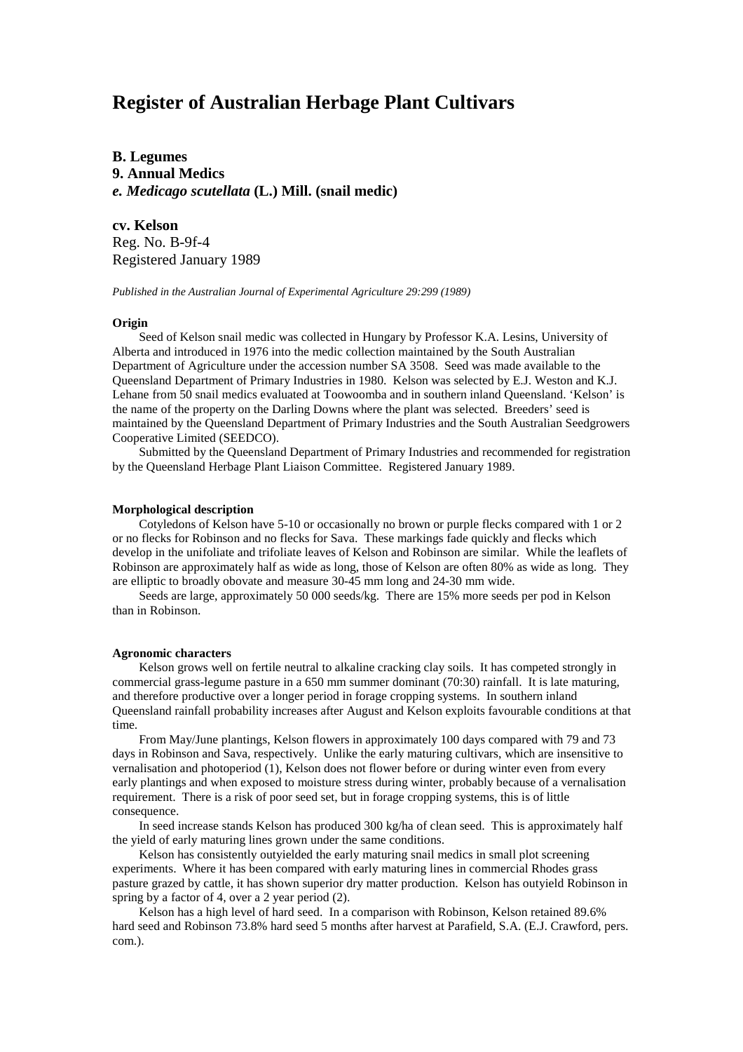# Register of Australian Herbage Plant Cultivars

**B. Legumes**
**9. Annual Medics**
***e. Medicago scutellata* (L.) Mill. (snail medic)**

**cv. Kelson**
Reg. No. B-9f-4
Registered January 1989

*Published in the Australian Journal of Experimental Agriculture 29:299 (1989)*

#### Origin

Seed of Kelson snail medic was collected in Hungary by Professor K.A. Lesins, University of Alberta and introduced in 1976 into the medic collection maintained by the South Australian Department of Agriculture under the accession number SA 3508. Seed was made available to the Queensland Department of Primary Industries in 1980. Kelson was selected by E.J. Weston and K.J. Lehane from 50 snail medics evaluated at Toowoomba and in southern inland Queensland. 'Kelson' is the name of the property on the Darling Downs where the plant was selected. Breeders' seed is maintained by the Queensland Department of Primary Industries and the South Australian Seedgrowers Cooperative Limited (SEEDCO).

Submitted by the Queensland Department of Primary Industries and recommended for registration by the Queensland Herbage Plant Liaison Committee. Registered January 1989.

#### Morphological description

Cotyledons of Kelson have 5-10 or occasionally no brown or purple flecks compared with 1 or 2 or no flecks for Robinson and no flecks for Sava. These markings fade quickly and flecks which develop in the unifoliate and trifoliate leaves of Kelson and Robinson are similar. While the leaflets of Robinson are approximately half as wide as long, those of Kelson are often 80% as wide as long. They are elliptic to broadly obovate and measure 30-45 mm long and 24-30 mm wide.

Seeds are large, approximately 50 000 seeds/kg. There are 15% more seeds per pod in Kelson than in Robinson.

#### Agronomic characters

Kelson grows well on fertile neutral to alkaline cracking clay soils. It has competed strongly in commercial grass-legume pasture in a 650 mm summer dominant (70:30) rainfall. It is late maturing, and therefore productive over a longer period in forage cropping systems. In southern inland Queensland rainfall probability increases after August and Kelson exploits favourable conditions at that time.

From May/June plantings, Kelson flowers in approximately 100 days compared with 79 and 73 days in Robinson and Sava, respectively. Unlike the early maturing cultivars, which are insensitive to vernalisation and photoperiod (1), Kelson does not flower before or during winter even from every early plantings and when exposed to moisture stress during winter, probably because of a vernalisation requirement. There is a risk of poor seed set, but in forage cropping systems, this is of little consequence.

In seed increase stands Kelson has produced 300 kg/ha of clean seed. This is approximately half the yield of early maturing lines grown under the same conditions.

Kelson has consistently outyielded the early maturing snail medics in small plot screening experiments. Where it has been compared with early maturing lines in commercial Rhodes grass pasture grazed by cattle, it has shown superior dry matter production. Kelson has outyield Robinson in spring by a factor of 4, over a 2 year period (2).

Kelson has a high level of hard seed. In a comparison with Robinson, Kelson retained 89.6% hard seed and Robinson 73.8% hard seed 5 months after harvest at Parafield, S.A. (E.J. Crawford, pers. com.).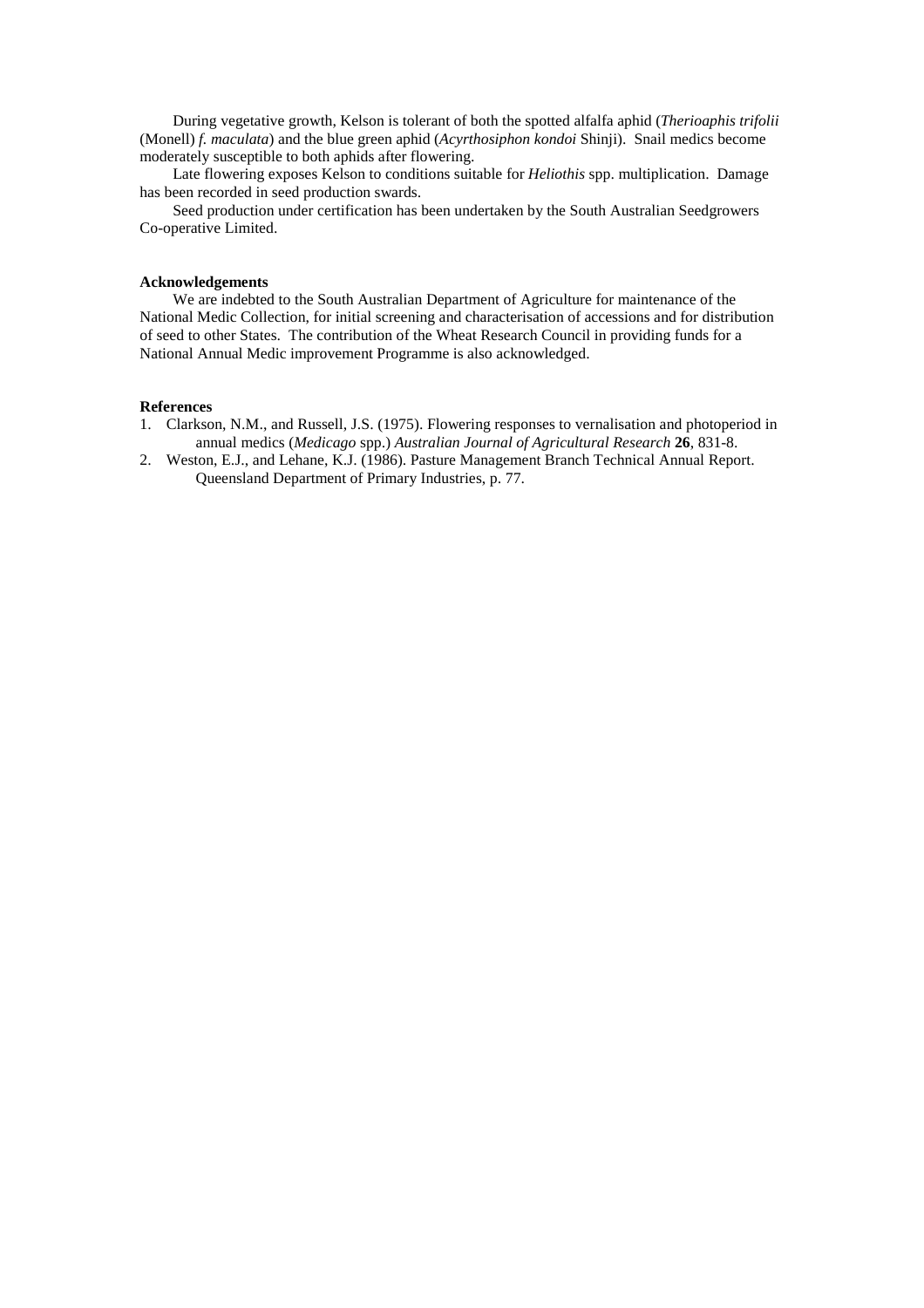During vegetative growth, Kelson is tolerant of both the spotted alfalfa aphid (*Therioaphis trifolii* (Monell) *f. maculata*) and the blue green aphid (*Acyrthosiphon kondoi* Shinji). Snail medics become moderately susceptible to both aphids after flowering.

Late flowering exposes Kelson to conditions suitable for *Heliothis* spp. multiplication. Damage has been recorded in seed production swards.

Seed production under certification has been undertaken by the South Australian Seedgrowers Co-operative Limited.

**Acknowledgements**

We are indebted to the South Australian Department of Agriculture for maintenance of the National Medic Collection, for initial screening and characterisation of accessions and for distribution of seed to other States. The contribution of the Wheat Research Council in providing funds for a National Annual Medic improvement Programme is also acknowledged.

**References**

1. Clarkson, N.M., and Russell, J.S. (1975). Flowering responses to vernalisation and photoperiod in annual medics (*Medicago* spp.) *Australian Journal of Agricultural Research* **26**, 831-8.
2. Weston, E.J., and Lehane, K.J. (1986). Pasture Management Branch Technical Annual Report. Queensland Department of Primary Industries, p. 77.